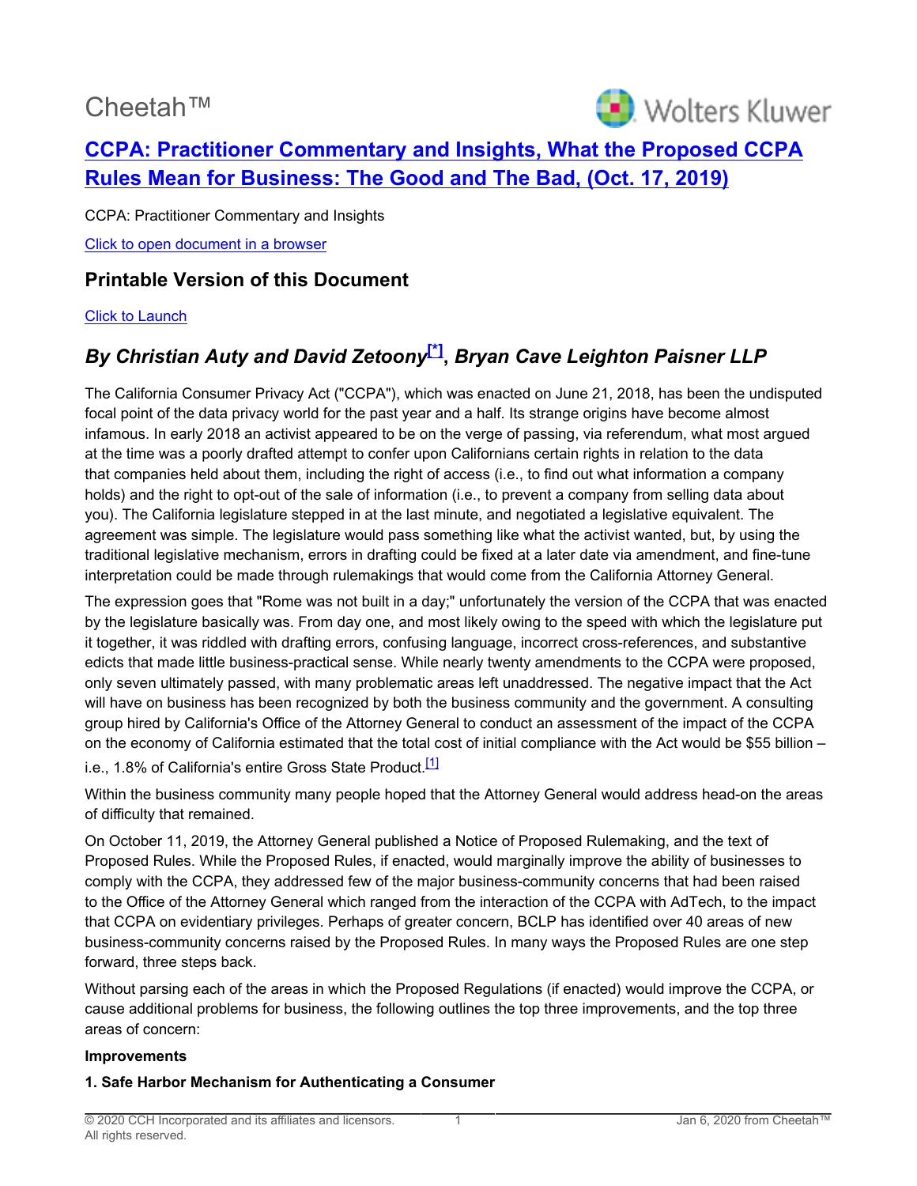Cheetah™

# CCPA: Practitioner Commentary and Insights, What the Proposed CCPA Rules Mean for Business: The Good and The Bad, (Oct. 17, 2019)

CCPA: Practitioner Commentary and Insights

Click to open document in a browser

## Printable Version of this Document

Click to Launch

## *By Christian Auty and David Zetoony[*], Bryan Cave Leighton Paisner LLP*

The California Consumer Privacy Act ("CCPA"), which was enacted on June 21, 2018, has been the undisputed focal point of the data privacy world for the past year and a half. Its strange origins have become almost infamous. In early 2018 an activist appeared to be on the verge of passing, via referendum, what most argued at the time was a poorly drafted attempt to confer upon Californians certain rights in relation to the data that companies held about them, including the right of access (i.e., to find out what information a company holds) and the right to opt-out of the sale of information (i.e., to prevent a company from selling data about you). The California legislature stepped in at the last minute, and negotiated a legislative equivalent. The agreement was simple. The legislature would pass something like what the activist wanted, but, by using the traditional legislative mechanism, errors in drafting could be fixed at a later date via amendment, and fine-tune interpretation could be made through rulemakings that would come from the California Attorney General.

The expression goes that "Rome was not built in a day;" unfortunately the version of the CCPA that was enacted by the legislature basically was. From day one, and most likely owing to the speed with which the legislature put it together, it was riddled with drafting errors, confusing language, incorrect cross-references, and substantive edicts that made little business-practical sense. While nearly twenty amendments to the CCPA were proposed, only seven ultimately passed, with many problematic areas left unaddressed. The negative impact that the Act will have on business has been recognized by both the business community and the government. A consulting group hired by California's Office of the Attorney General to conduct an assessment of the impact of the CCPA on the economy of California estimated that the total cost of initial compliance with the Act would be $55 billion – i.e., 1.8% of California's entire Gross State Product.[1]

Within the business community many people hoped that the Attorney General would address head-on the areas of difficulty that remained.

On October 11, 2019, the Attorney General published a Notice of Proposed Rulemaking, and the text of Proposed Rules. While the Proposed Rules, if enacted, would marginally improve the ability of businesses to comply with the CCPA, they addressed few of the major business-community concerns that had been raised to the Office of the Attorney General which ranged from the interaction of the CCPA with AdTech, to the impact that CCPA on evidentiary privileges. Perhaps of greater concern, BCLP has identified over 40 areas of new business-community concerns raised by the Proposed Rules. In many ways the Proposed Rules are one step forward, three steps back.

Without parsing each of the areas in which the Proposed Regulations (if enacted) would improve the CCPA, or cause additional problems for business, the following outlines the top three improvements, and the top three areas of concern:

**Improvements**

**1. Safe Harbor Mechanism for Authenticating a Consumer**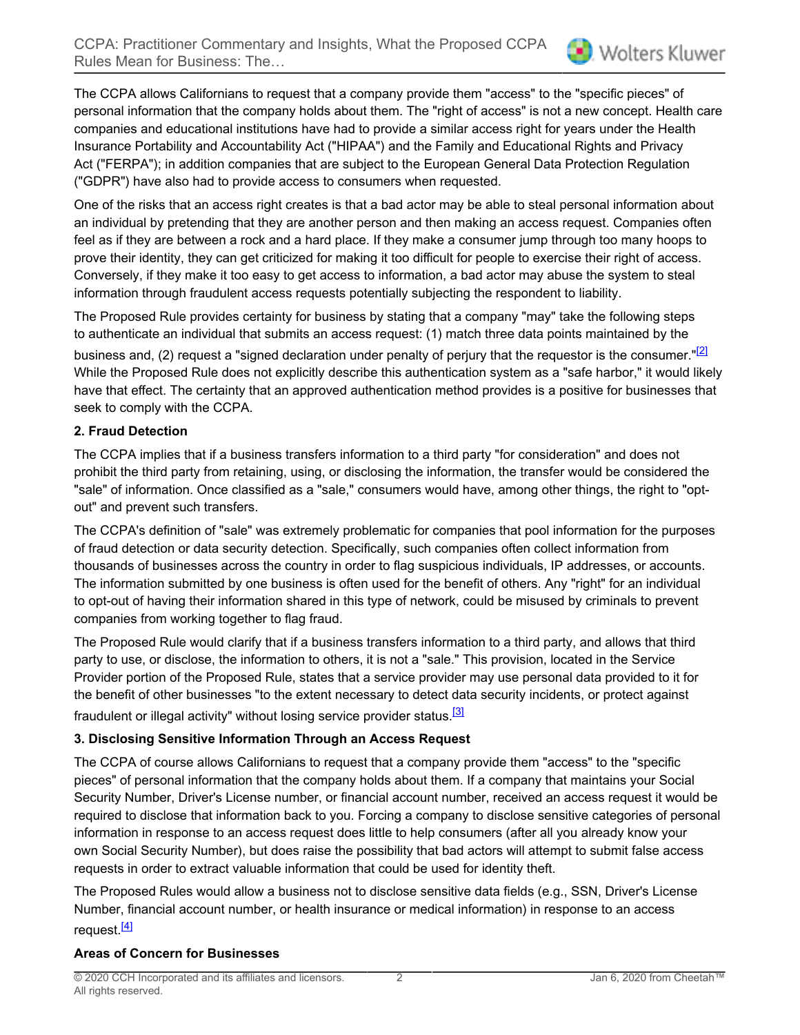The CCPA allows Californians to request that a company provide them "access" to the "specific pieces" of personal information that the company holds about them. The "right of access" is not a new concept. Health care companies and educational institutions have had to provide a similar access right for years under the Health Insurance Portability and Accountability Act ("HIPAA") and the Family and Educational Rights and Privacy Act ("FERPA"); in addition companies that are subject to the European General Data Protection Regulation ("GDPR") have also had to provide access to consumers when requested.

One of the risks that an access right creates is that a bad actor may be able to steal personal information about an individual by pretending that they are another person and then making an access request. Companies often feel as if they are between a rock and a hard place. If they make a consumer jump through too many hoops to prove their identity, they can get criticized for making it too difficult for people to exercise their right of access. Conversely, if they make it too easy to get access to information, a bad actor may abuse the system to steal information through fraudulent access requests potentially subjecting the respondent to liability.

The Proposed Rule provides certainty for business by stating that a company "may" take the following steps to authenticate an individual that submits an access request: (1) match three data points maintained by the business and, (2) request a "signed declaration under penalty of perjury that the requestor is the consumer."[2] While the Proposed Rule does not explicitly describe this authentication system as a "safe harbor," it would likely have that effect. The certainty that an approved authentication method provides is a positive for businesses that seek to comply with the CCPA.

**2. Fraud Detection**

The CCPA implies that if a business transfers information to a third party "for consideration" and does not prohibit the third party from retaining, using, or disclosing the information, the transfer would be considered the "sale" of information. Once classified as a "sale," consumers would have, among other things, the right to "opt-out" and prevent such transfers.

The CCPA's definition of "sale" was extremely problematic for companies that pool information for the purposes of fraud detection or data security detection. Specifically, such companies often collect information from thousands of businesses across the country in order to flag suspicious individuals, IP addresses, or accounts. The information submitted by one business is often used for the benefit of others. Any "right" for an individual to opt-out of having their information shared in this type of network, could be misused by criminals to prevent companies from working together to flag fraud.

The Proposed Rule would clarify that if a business transfers information to a third party, and allows that third party to use, or disclose, the information to others, it is not a "sale." This provision, located in the Service Provider portion of the Proposed Rule, states that a service provider may use personal data provided to it for the benefit of other businesses "to the extent necessary to detect data security incidents, or protect against fraudulent or illegal activity" without losing service provider status.[3]

**3. Disclosing Sensitive Information Through an Access Request**

The CCPA of course allows Californians to request that a company provide them "access" to the "specific pieces" of personal information that the company holds about them. If a company that maintains your Social Security Number, Driver's License number, or financial account number, received an access request it would be required to disclose that information back to you. Forcing a company to disclose sensitive categories of personal information in response to an access request does little to help consumers (after all you already know your own Social Security Number), but does raise the possibility that bad actors will attempt to submit false access requests in order to extract valuable information that could be used for identity theft.

The Proposed Rules would allow a business not to disclose sensitive data fields (e.g., SSN, Driver's License Number, financial account number, or health insurance or medical information) in response to an access request.[4]

**Areas of Concern for Businesses**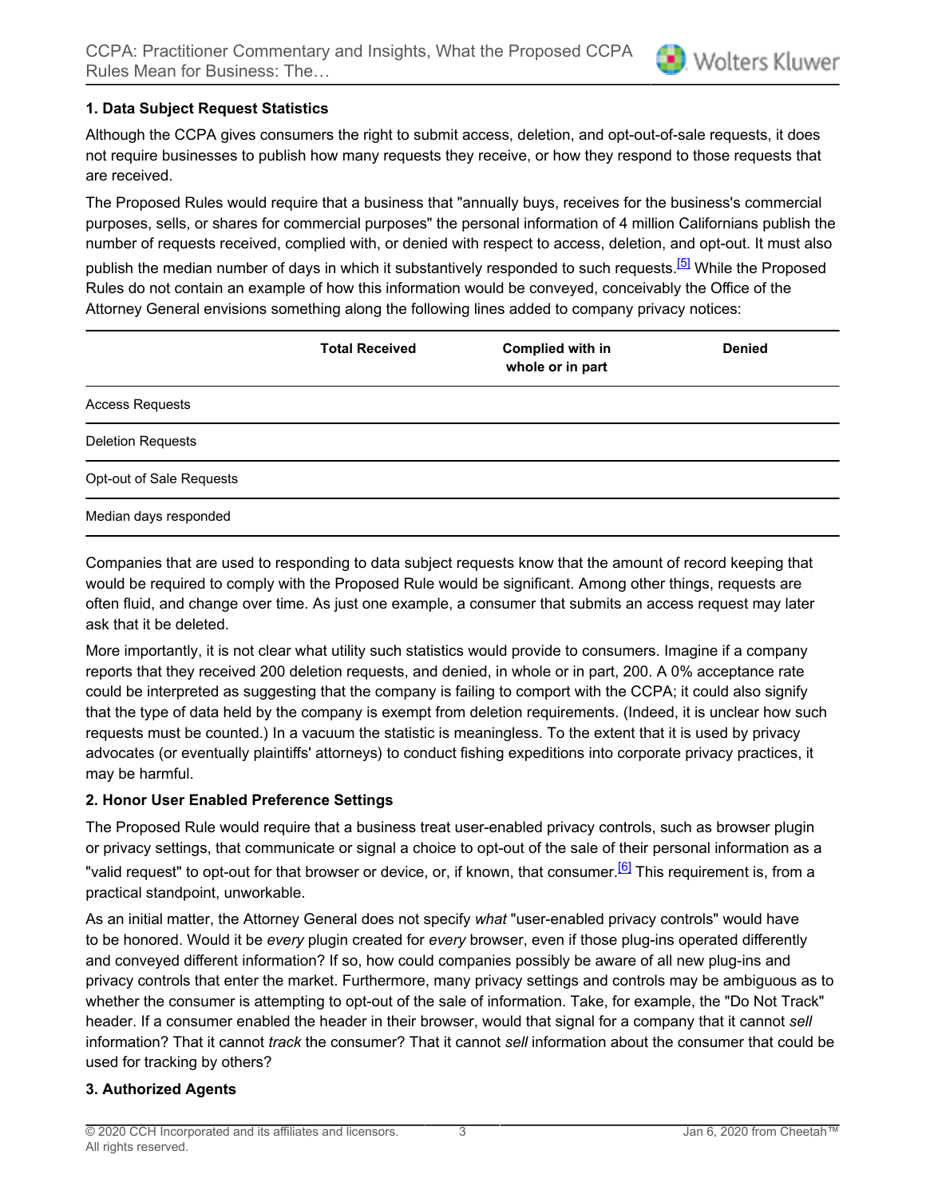**1. Data Subject Request Statistics**

Although the CCPA gives consumers the right to submit access, deletion, and opt-out-of-sale requests, it does not require businesses to publish how many requests they receive, or how they respond to those requests that are received.

The Proposed Rules would require that a business that "annually buys, receives for the business's commercial purposes, sells, or shares for commercial purposes" the personal information of 4 million Californians publish the number of requests received, complied with, or denied with respect to access, deletion, and opt-out. It must also publish the median number of days in which it substantively responded to such requests.[5] While the Proposed Rules do not contain an example of how this information would be conveyed, conceivably the Office of the Attorney General envisions something along the following lines added to company privacy notices:

| | Total Received | Complied with in whole or in part | Denied |
|---|---|---|---|
| Access Requests | | | |
| Deletion Requests | | | |
| Opt-out of Sale Requests | | | |
| Median days responded | | | |

Companies that are used to responding to data subject requests know that the amount of record keeping that would be required to comply with the Proposed Rule would be significant. Among other things, requests are often fluid, and change over time. As just one example, a consumer that submits an access request may later ask that it be deleted.

More importantly, it is not clear what utility such statistics would provide to consumers. Imagine if a company reports that they received 200 deletion requests, and denied, in whole or in part, 200. A 0% acceptance rate could be interpreted as suggesting that the company is failing to comport with the CCPA; it could also signify that the type of data held by the company is exempt from deletion requirements. (Indeed, it is unclear how such requests must be counted.) In a vacuum the statistic is meaningless. To the extent that it is used by privacy advocates (or eventually plaintiffs' attorneys) to conduct fishing expeditions into corporate privacy practices, it may be harmful.

**2. Honor User Enabled Preference Settings**

The Proposed Rule would require that a business treat user-enabled privacy controls, such as browser plugin or privacy settings, that communicate or signal a choice to opt-out of the sale of their personal information as a "valid request" to opt-out for that browser or device, or, if known, that consumer.[6] This requirement is, from a practical standpoint, unworkable.

As an initial matter, the Attorney General does not specify *what* "user-enabled privacy controls" would have to be honored. Would it be *every* plugin created for *every* browser, even if those plug-ins operated differently and conveyed different information? If so, how could companies possibly be aware of all new plug-ins and privacy controls that enter the market. Furthermore, many privacy settings and controls may be ambiguous as to whether the consumer is attempting to opt-out of the sale of information. Take, for example, the "Do Not Track" header. If a consumer enabled the header in their browser, would that signal for a company that it cannot *sell* information? That it cannot *track* the consumer? That it cannot *sell* information about the consumer that could be used for tracking by others?

**3. Authorized Agents**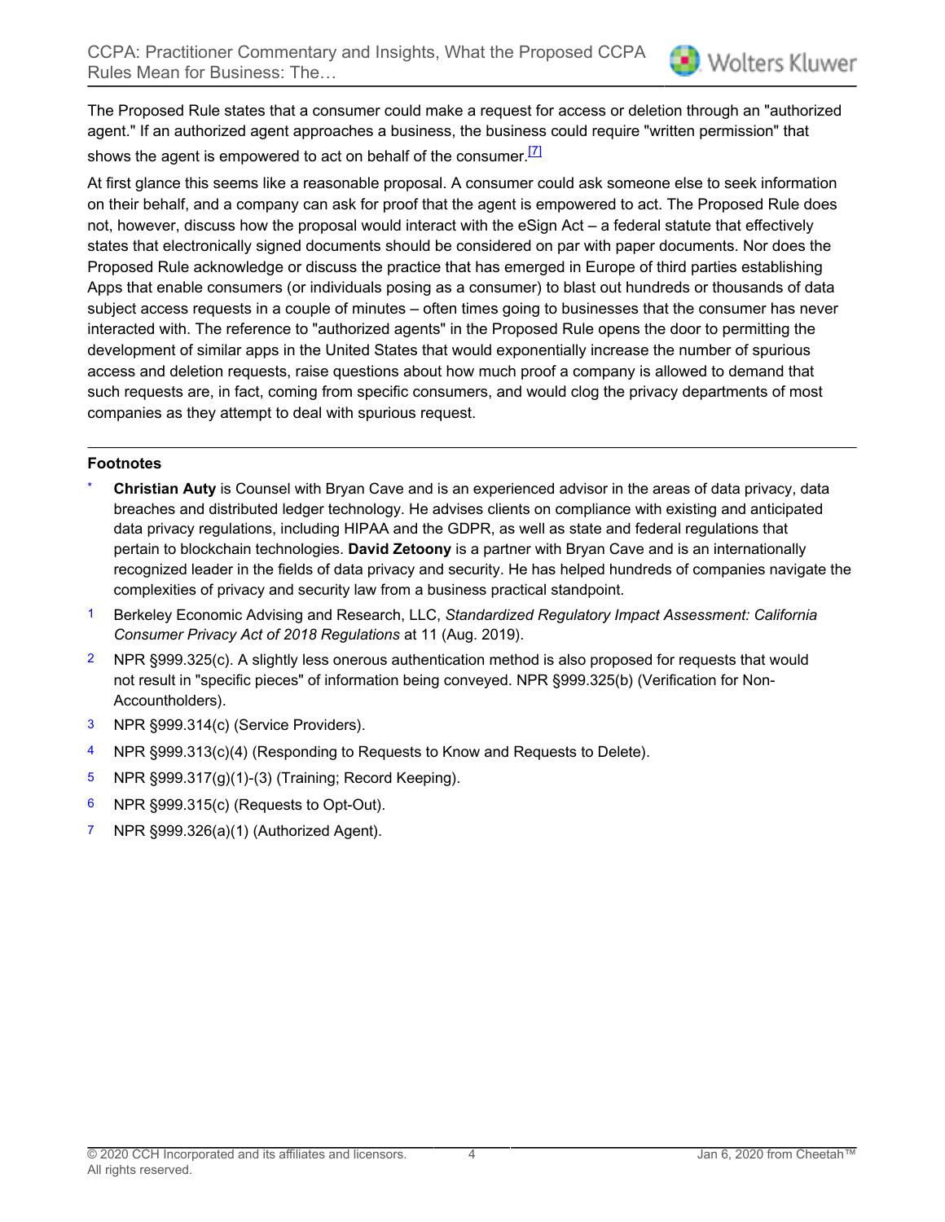The Proposed Rule states that a consumer could make a request for access or deletion through an "authorized agent." If an authorized agent approaches a business, the business could require "written permission" that shows the agent is empowered to act on behalf of the consumer.[7]

At first glance this seems like a reasonable proposal. A consumer could ask someone else to seek information on their behalf, and a company can ask for proof that the agent is empowered to act. The Proposed Rule does not, however, discuss how the proposal would interact with the eSign Act – a federal statute that effectively states that electronically signed documents should be considered on par with paper documents. Nor does the Proposed Rule acknowledge or discuss the practice that has emerged in Europe of third parties establishing Apps that enable consumers (or individuals posing as a consumer) to blast out hundreds or thousands of data subject access requests in a couple of minutes – often times going to businesses that the consumer has never interacted with. The reference to "authorized agents" in the Proposed Rule opens the door to permitting the development of similar apps in the United States that would exponentially increase the number of spurious access and deletion requests, raise questions about how much proof a company is allowed to demand that such requests are, in fact, coming from specific consumers, and would clog the privacy departments of most companies as they attempt to deal with spurious request.

---

**Footnotes**

- [*] **Christian Auty** is Counsel with Bryan Cave and is an experienced advisor in the areas of data privacy, data breaches and distributed ledger technology. He advises clients on compliance with existing and anticipated data privacy regulations, including HIPAA and the GDPR, as well as state and federal regulations that pertain to blockchain technologies. **David Zetoony** is a partner with Bryan Cave and is an internationally recognized leader in the fields of data privacy and security. He has helped hundreds of companies navigate the complexities of privacy and security law from a business practical standpoint.
- [1] Berkeley Economic Advising and Research, LLC, *Standardized Regulatory Impact Assessment: California Consumer Privacy Act of 2018 Regulations* at 11 (Aug. 2019).
- [2] NPR §999.325(c). A slightly less onerous authentication method is also proposed for requests that would not result in "specific pieces" of information being conveyed. NPR §999.325(b) (Verification for Non-Accountholders).
- [3] NPR §999.314(c) (Service Providers).
- [4] NPR §999.313(c)(4) (Responding to Requests to Know and Requests to Delete).
- [5] NPR §999.317(g)(1)-(3) (Training; Record Keeping).
- [6] NPR §999.315(c) (Requests to Opt-Out).
- [7] NPR §999.326(a)(1) (Authorized Agent).